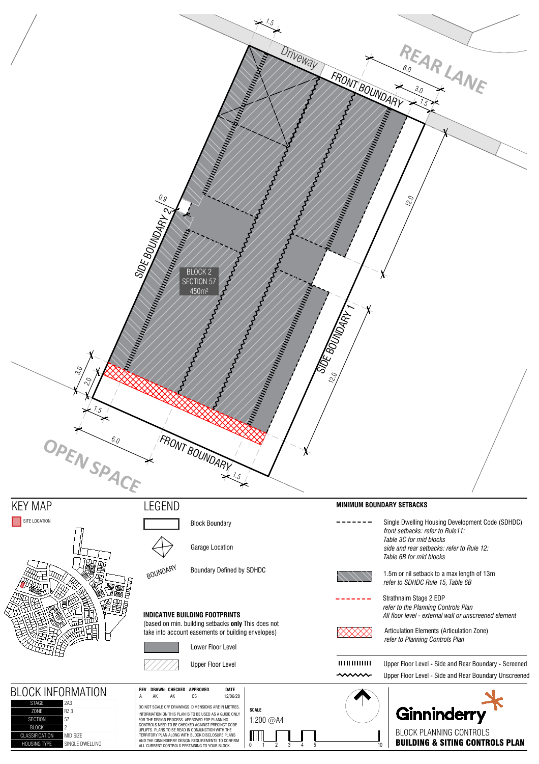REAR LANE

Driveway

FRONT BOUNDARY

SIDE BOUNDARY 2

SIDE BOUNDARY 1

BLOCK 2
SECTION 57
450m²

FRONT BOUNDARY

OPEN SPACE

1.5, 6.0, 3.0, 1.5, 12.0, 0.9, 12.0, 3.0, 2.0, 1.5, 6.0, 1.5

## KEY MAP

SITE LOCATION

## LEGEND

- Block Boundary
- Garage Location
- BOUNDARY — Boundary Defined by SDHDC

**INDICATIVE BUILDING FOOTPRINTS**
(based on min. building setbacks **only** This does not take into account easements or building envelopes)

- Lower Floor Level
- Upper Floor Level

**MINIMUM BOUNDARY SETBACKS**

- Single Dwelling Housing Development Code (SDHDC)
  *front setbacks: refer to Rule11: Table 3C for mid blocks*
  *side and rear setbacks: refer to Rule 12: Table 6B for mid blocks*
- 1.5m or nil setback to a max length of 13m
  *refer to SDHDC Rule 15, Table 6B*
- Strathnairn Stage 2 EDP
  *refer to the Planning Controls Plan*
  *All floor level - external wall or unscreened element*
- Articulation Elements (Articulation Zone)
  *refer to Planning Controls Plan*
- Upper Floor Level - Side and Rear Boundary - Screened
- Upper Floor Level - Side and Rear Boundary Unscreened

## BLOCK INFORMATION

| | |
|---|---|
| STAGE | 2A3 |
| ZONE | RZ 3 |
| SECTION | 57 |
| BLOCK | 2 |
| CLASSIFICATION | MID SIZE |
| HOUSING TYPE | SINGLE DWELLING |

| REV | DRAWN | CHECKED | APPROVED | DATE |
|---|---|---|---|---|
| A | AK | AK | CS | 12/06/20 |

DO NOT SCALE OFF DRAWINGS. DIMENSIONS ARE IN METRES.
INFORMATION ON THIS PLAN IS TO BE USED AS A GUIDE ONLY FOR THE DESIGN PROCESS. APPROVED EDP PLANNING CONTROLS NEED TO BE CHECKED AGAINST PRECINCT CODE UPLIFTS. PLANS TO BE READ IN CONJUNCTION WITH THE TERRITORY PLAN ALONG WITH BLOCK DISCLOSURE PLANS AND THE GINNINDERRY DESIGN REQUIREMENTS TO CONFIRM ALL CURRENT CONTROLS PERTAINING TO YOUR BLOCK.

**SCALE**
1:200 @A4

0 1 2 3 4 5 10

Ginninderry

BLOCK PLANNING CONTROLS
**BUILDING & SITING CONTROLS PLAN**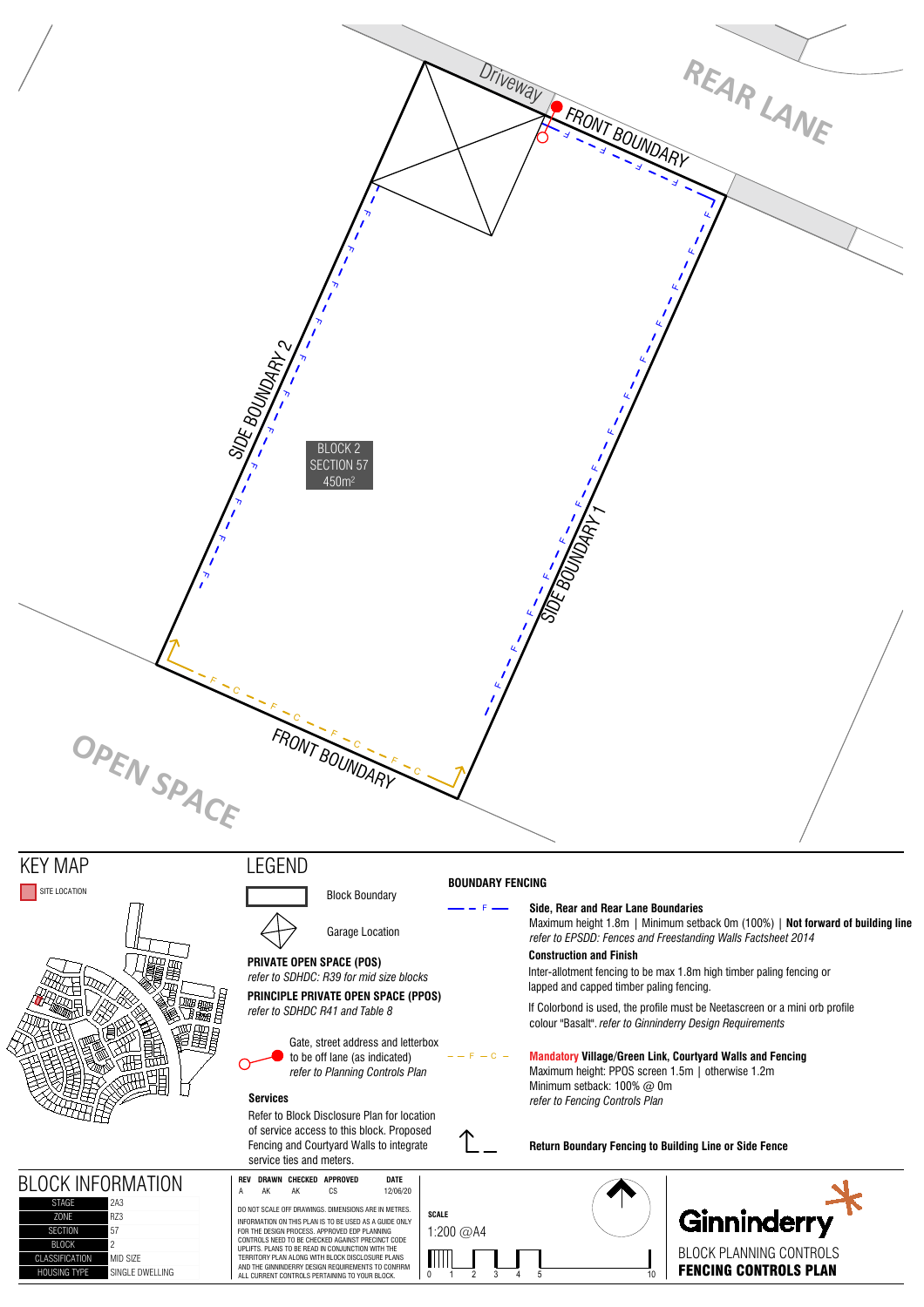REAR LANE

Driveway

FRONT BOUNDARY

SIDE BOUNDARY 2

BLOCK 2
SECTION 57
450m²

SIDE BOUNDARY 1

FRONT BOUNDARY

OPEN SPACE

## KEY MAP

SITE LOCATION

## LEGEND

Block Boundary

Garage Location

**PRIVATE OPEN SPACE (POS)**
*refer to SDHDC: R39 for mid size blocks*

**PRINCIPLE PRIVATE OPEN SPACE (PPOS)**
*refer to SDHDC R41 and Table 8*

Gate, street address and letterbox to be off lane (as indicated)
*refer to Planning Controls Plan*

**Services**

Refer to Block Disclosure Plan for location of service access to this block. Proposed Fencing and Courtyard Walls to integrate service ties and meters.

**BOUNDARY FENCING**

**Side, Rear and Rear Lane Boundaries**
Maximum height 1.8m | Minimum setback 0m (100%) | **Not forward of building line**
*refer to EPSDD: Fences and Freestanding Walls Factsheet 2014*

**Construction and Finish**
Inter-allotment fencing to be max 1.8m high timber paling fencing or lapped and capped timber paling fencing.

If Colorbond is used, the profile must be Neetascreen or a mini orb profile colour "Basalt". *refer to Ginninderry Design Requirements*

**Mandatory Village/Green Link, Courtyard Walls and Fencing**
Maximum height: PPOS screen 1.5m | otherwise 1.2m
Minimum setback: 100% @ 0m
*refer to Fencing Controls Plan*

**Return Boundary Fencing to Building Line or Side Fence**

## BLOCK INFORMATION

| | |
|---|---|
| STAGE | 2A3 |
| ZONE | RZ3 |
| SECTION | 57 |
| BLOCK | 2 |
| CLASSIFICATION | MID SIZE |
| HOUSING TYPE | SINGLE DWELLING |

| REV | DRAWN | CHECKED | APPROVED | DATE |
|---|---|---|---|---|
| A | AK | AK | CS | 12/06/20 |

DO NOT SCALE OFF DRAWINGS. DIMENSIONS ARE IN METRES.
INFORMATION ON THIS PLAN IS TO BE USED AS A GUIDE ONLY FOR THE DESIGN PROCESS. APPROVED EDP PLANNING CONTROLS NEED TO BE CHECKED AGAINST PRECINCT CODE UPLIFTS. PLANS TO BE READ IN CONJUNCTION WITH THE TERRITORY PLAN ALONG WITH BLOCK DISCLOSURE PLANS AND THE GINNINDERRY DESIGN REQUIREMENTS TO CONFIRM ALL CURRENT CONTROLS PERTAINING TO YOUR BLOCK.

**SCALE**
1:200 @A4
0 1 2 3 4 5 10

Ginninderry
BLOCK PLANNING CONTROLS
**FENCING CONTROLS PLAN**